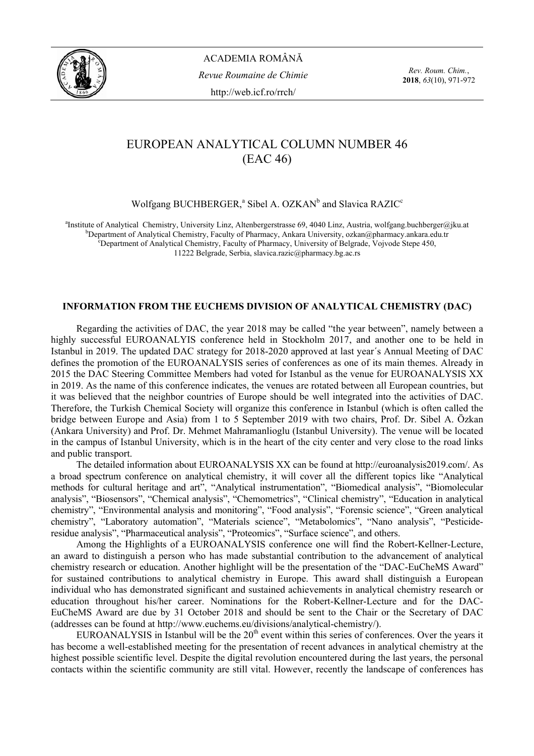# EUROPEAN ANALYTICAL COLUMN NUMBER 46 (EAC 46)

Wolfgang BUCHBERGER,[a] Sibel A. OZKAN[b] and Slavica RAZIC[c]

[a]Institute of Analytical Chemistry, University Linz, Altenbergerstrasse 69, 4040 Linz, Austria, wolfgang.buchberger@jku.at
[b]Department of Analytical Chemistry, Faculty of Pharmacy, Ankara University, ozkan@pharmacy.ankara.edu.tr
[c]Department of Analytical Chemistry, Faculty of Pharmacy, University of Belgrade, Vojvode Stepe 450, 11222 Belgrade, Serbia, slavica.razic@pharmacy.bg.ac.rs

## INFORMATION FROM THE EUCHEMS DIVISION OF ANALYTICAL CHEMISTRY (DAC)

Regarding the activities of DAC, the year 2018 may be called "the year between", namely between a highly successful EUROANALYIS conference held in Stockholm 2017, and another one to be held in Istanbul in 2019. The updated DAC strategy for 2018-2020 approved at last year´s Annual Meeting of DAC defines the promotion of the EUROANALYSIS series of conferences as one of its main themes. Already in 2015 the DAC Steering Committee Members had voted for Istanbul as the venue for EUROANALYSIS XX in 2019. As the name of this conference indicates, the venues are rotated between all European countries, but it was believed that the neighbor countries of Europe should be well integrated into the activities of DAC. Therefore, the Turkish Chemical Society will organize this conference in Istanbul (which is often called the bridge between Europe and Asia) from 1 to 5 September 2019 with two chairs, Prof. Dr. Sibel A. Özkan (Ankara University) and Prof. Dr. Mehmet Mahramanlioglu (Istanbul University). The venue will be located in the campus of Istanbul University, which is in the heart of the city center and very close to the road links and public transport.

The detailed information about EUROANALYSIS XX can be found at http://euroanalysis2019.com/. As a broad spectrum conference on analytical chemistry, it will cover all the different topics like "Analytical methods for cultural heritage and art", "Analytical instrumentation", "Biomedical analysis", "Biomolecular analysis", "Biosensors", "Chemical analysis", "Chemometrics", "Clinical chemistry", "Education in analytical chemistry", "Environmental analysis and monitoring", "Food analysis", "Forensic science", "Green analytical chemistry", "Laboratory automation", "Materials science", "Metabolomics", "Nano analysis", "Pesticide-residue analysis", "Pharmaceutical analysis", "Proteomics", "Surface science", and others.

Among the Highlights of a EUROANALYSIS conference one will find the Robert-Kellner-Lecture, an award to distinguish a person who has made substantial contribution to the advancement of analytical chemistry research or education. Another highlight will be the presentation of the "DAC-EuCheMS Award" for sustained contributions to analytical chemistry in Europe. This award shall distinguish a European individual who has demonstrated significant and sustained achievements in analytical chemistry research or education throughout his/her career. Nominations for the Robert-Kellner-Lecture and for the DAC-EuCheMS Award are due by 31 October 2018 and should be sent to the Chair or the Secretary of DAC (addresses can be found at http://www.euchems.eu/divisions/analytical-chemistry/).

EUROANALYSIS in Istanbul will be the 20th event within this series of conferences. Over the years it has become a well-established meeting for the presentation of recent advances in analytical chemistry at the highest possible scientific level. Despite the digital revolution encountered during the last years, the personal contacts within the scientific community are still vital. However, recently the landscape of conferences has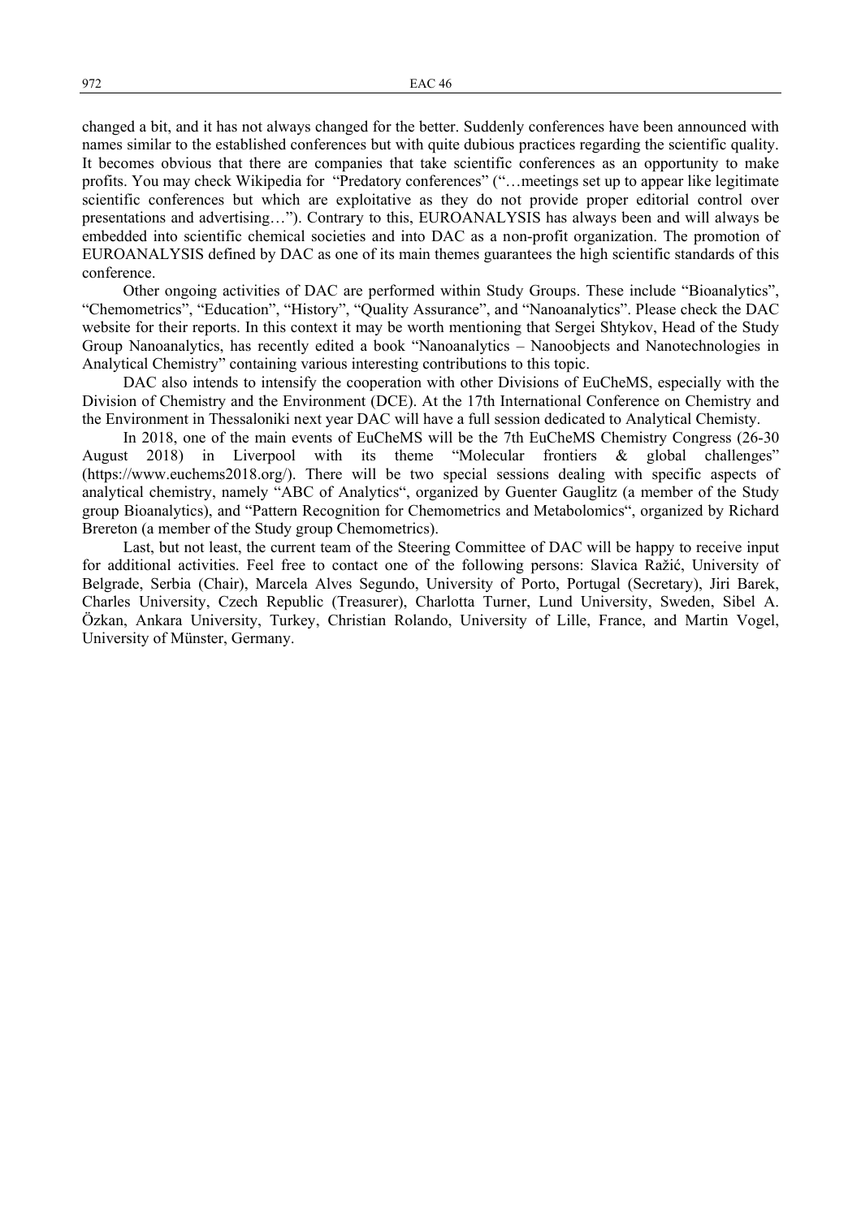changed a bit, and it has not always changed for the better. Suddenly conferences have been announced with names similar to the established conferences but with quite dubious practices regarding the scientific quality. It becomes obvious that there are companies that take scientific conferences as an opportunity to make profits. You may check Wikipedia for "Predatory conferences" ("…meetings set up to appear like legitimate scientific conferences but which are exploitative as they do not provide proper editorial control over presentations and advertising…"). Contrary to this, EUROANALYSIS has always been and will always be embedded into scientific chemical societies and into DAC as a non-profit organization. The promotion of EUROANALYSIS defined by DAC as one of its main themes guarantees the high scientific standards of this conference.

Other ongoing activities of DAC are performed within Study Groups. These include "Bioanalytics", "Chemometrics", "Education", "History", "Quality Assurance", and "Nanoanalytics". Please check the DAC website for their reports. In this context it may be worth mentioning that Sergei Shtykov, Head of the Study Group Nanoanalytics, has recently edited a book "Nanoanalytics – Nanoobjects and Nanotechnologies in Analytical Chemistry" containing various interesting contributions to this topic.

DAC also intends to intensify the cooperation with other Divisions of EuCheMS, especially with the Division of Chemistry and the Environment (DCE). At the 17th International Conference on Chemistry and the Environment in Thessaloniki next year DAC will have a full session dedicated to Analytical Chemisty.

In 2018, one of the main events of EuCheMS will be the 7th EuCheMS Chemistry Congress (26-30 August 2018) in Liverpool with its theme "Molecular frontiers & global challenges" (https://www.euchems2018.org/). There will be two special sessions dealing with specific aspects of analytical chemistry, namely "ABC of Analytics", organized by Guenter Gauglitz (a member of the Study group Bioanalytics), and "Pattern Recognition for Chemometrics and Metabolomics", organized by Richard Brereton (a member of the Study group Chemometrics).

Last, but not least, the current team of the Steering Committee of DAC will be happy to receive input for additional activities. Feel free to contact one of the following persons: Slavica Ražić, University of Belgrade, Serbia (Chair), Marcela Alves Segundo, University of Porto, Portugal (Secretary), Jiri Barek, Charles University, Czech Republic (Treasurer), Charlotta Turner, Lund University, Sweden, Sibel A. Özkan, Ankara University, Turkey, Christian Rolando, University of Lille, France, and Martin Vogel, University of Münster, Germany.